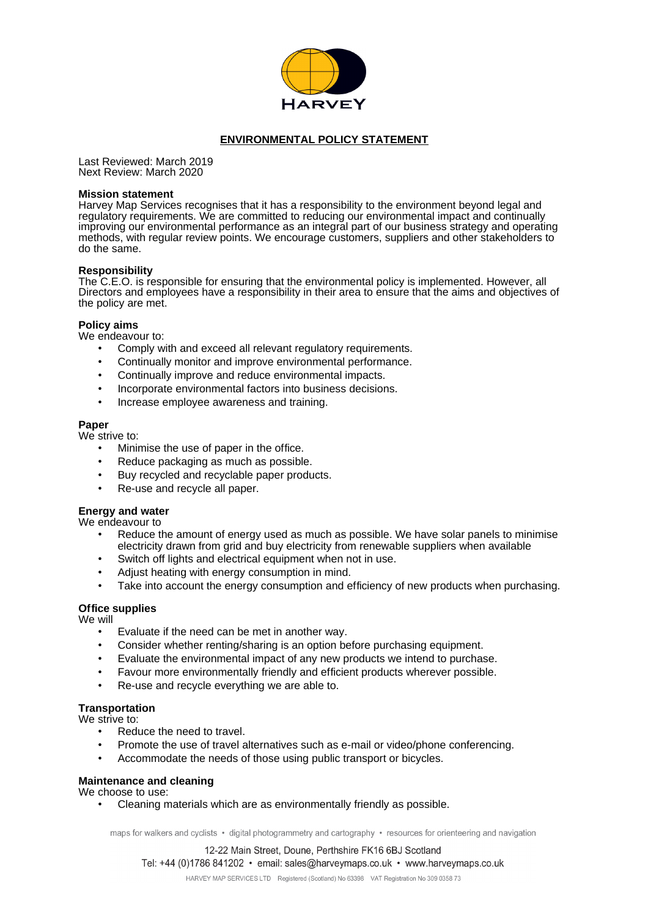HARVEY

# ENVIRONMENTAL POLICY STATEMENT

Last Reviewed: March 2019
Next Review: March 2020

**Mission statement**
Harvey Map Services recognises that it has a responsibility to the environment beyond legal and regulatory requirements. We are committed to reducing our environmental impact and continually improving our environmental performance as an integral part of our business strategy and operating methods, with regular review points. We encourage customers, suppliers and other stakeholders to do the same.

**Responsibility**
The C.E.O. is responsible for ensuring that the environmental policy is implemented. However, all Directors and employees have a responsibility in their area to ensure that the aims and objectives of the policy are met.

**Policy aims**
We endeavour to:

- Comply with and exceed all relevant regulatory requirements.
- Continually monitor and improve environmental performance.
- Continually improve and reduce environmental impacts.
- Incorporate environmental factors into business decisions.
- Increase employee awareness and training.

**Paper**
We strive to:

- Minimise the use of paper in the office.
- Reduce packaging as much as possible.
- Buy recycled and recyclable paper products.
- Re-use and recycle all paper.

**Energy and water**
We endeavour to

- Reduce the amount of energy used as much as possible. We have solar panels to minimise electricity drawn from grid and buy electricity from renewable suppliers when available
- Switch off lights and electrical equipment when not in use.
- Adjust heating with energy consumption in mind.
- Take into account the energy consumption and efficiency of new products when purchasing.

**Office supplies**
We will

- Evaluate if the need can be met in another way.
- Consider whether renting/sharing is an option before purchasing equipment.
- Evaluate the environmental impact of any new products we intend to purchase.
- Favour more environmentally friendly and efficient products wherever possible.
- Re-use and recycle everything we are able to.

**Transportation**
We strive to:

- Reduce the need to travel.
- Promote the use of travel alternatives such as e-mail or video/phone conferencing.
- Accommodate the needs of those using public transport or bicycles.

**Maintenance and cleaning**
We choose to use:

- Cleaning materials which are as environmentally friendly as possible.

maps for walkers and cyclists • digital photogrammetry and cartography • resources for orienteering and navigation

12-22 Main Street, Doune, Perthshire FK16 6BJ Scotland
Tel: +44 (0)1786 841202 • email: sales@harveymaps.co.uk • www.harveymaps.co.uk

HARVEY MAP SERVICES LTD Registered (Scotland) No 63398 VAT Registration No 309 0358 73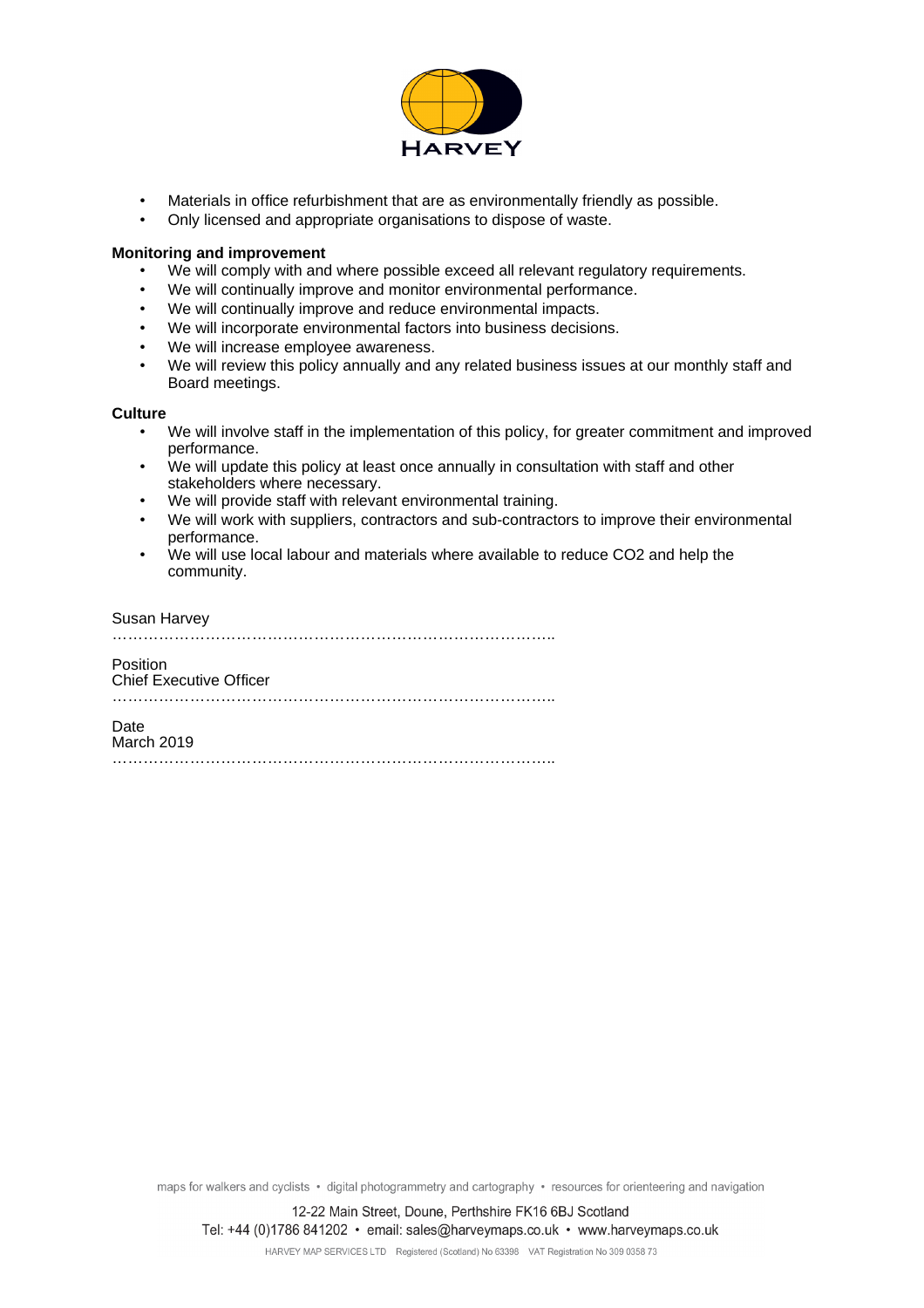- Materials in office refurbishment that are as environmentally friendly as possible.
- Only licensed and appropriate organisations to dispose of waste.

**Monitoring and improvement**

- We will comply with and where possible exceed all relevant regulatory requirements.
- We will continually improve and monitor environmental performance.
- We will continually improve and reduce environmental impacts.
- We will incorporate environmental factors into business decisions.
- We will increase employee awareness.
- We will review this policy annually and any related business issues at our monthly staff and Board meetings.

**Culture**

- We will involve staff in the implementation of this policy, for greater commitment and improved performance.
- We will update this policy at least once annually in consultation with staff and other stakeholders where necessary.
- We will provide staff with relevant environmental training.
- We will work with suppliers, contractors and sub-contractors to improve their environmental performance.
- We will use local labour and materials where available to reduce $CO_2$ and help the community.

Susan Harvey
…………………………………………………………………………..

Position
Chief Executive Officer
…………………………………………………………………………..

Date
March 2019
…………………………………………………………………………..

maps for walkers and cyclists • digital photogrammetry and cartography • resources for orienteering and navigation

12-22 Main Street, Doune, Perthshire FK16 6BJ Scotland
Tel: +44 (0)1786 841202 • email: sales@harveymaps.co.uk • www.harveymaps.co.uk

HARVEY MAP SERVICES LTD Registered (Scotland) No 63398 VAT Registration No 309 0358 73